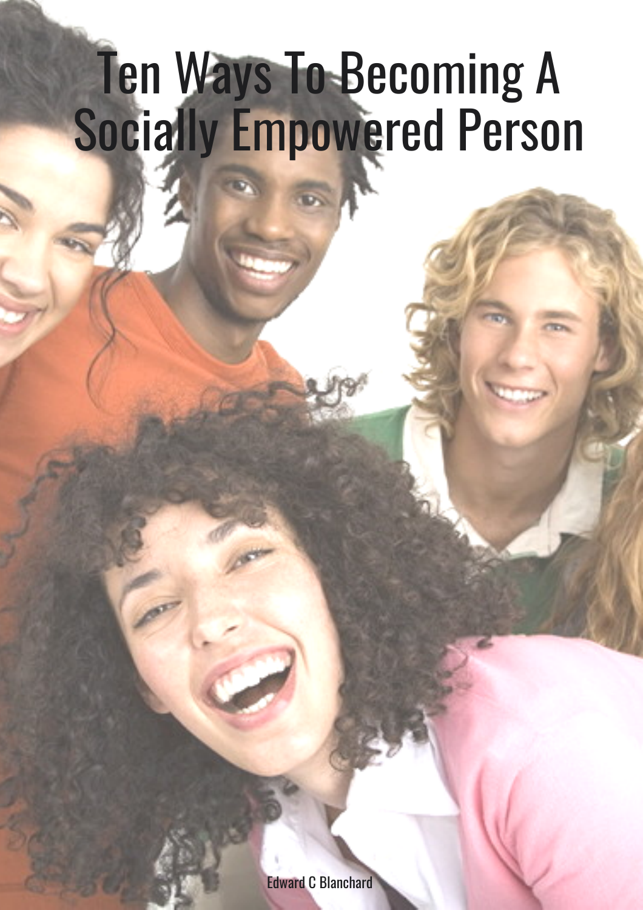# Ten Ways To Becoming A Socially Empowered Person

Edward C Blanchard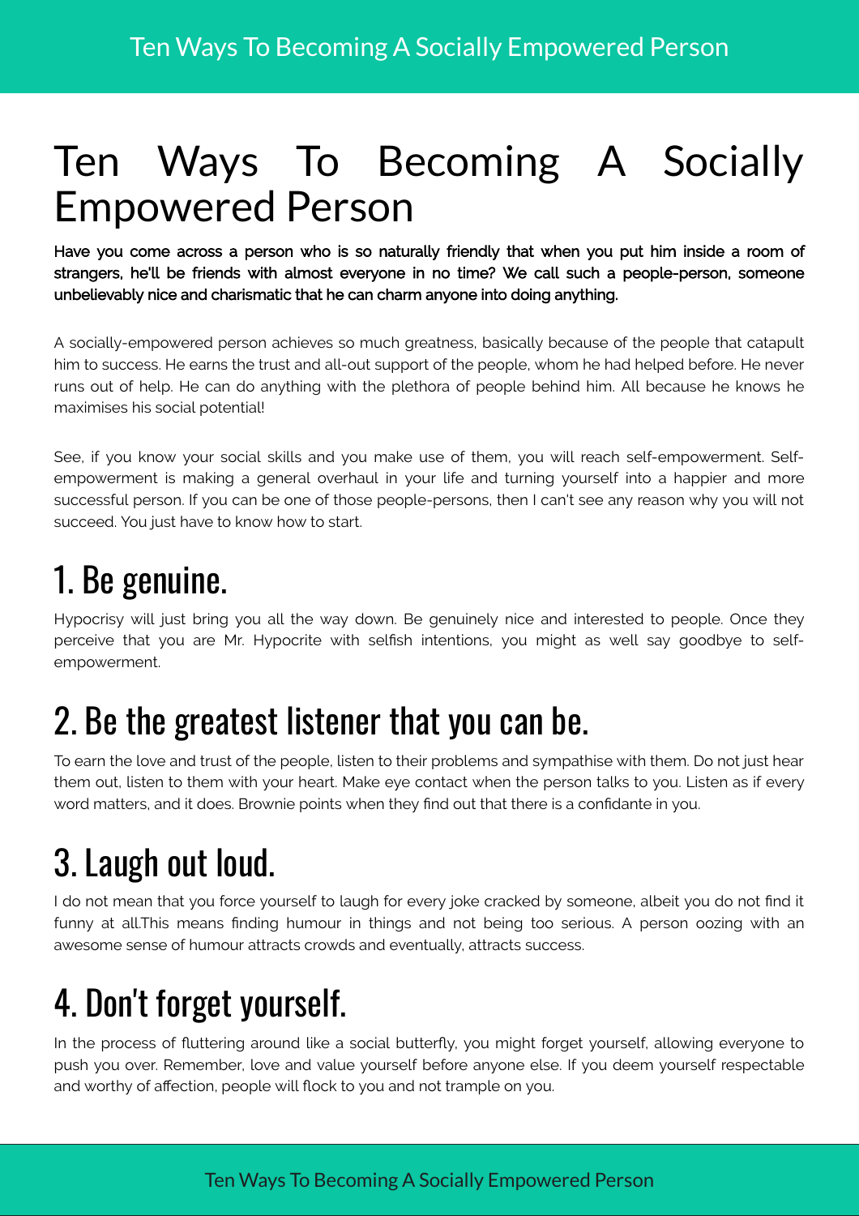# Ten Ways To Becoming A Socially Empowered Person

Have you come across a person who is so naturally friendly that when you put him inside a room of strangers, he'll be friends with almost everyone in no time? We call such a people-person, someone unbelievably nice and charismatic that he can charm anyone into doing anything.

A socially-empowered person achieves so much greatness, basically because of the people that catapult him to success. He earns the trust and all-out support of the people, whom he had helped before. He never runs out of help. He can do anything with the plethora of people behind him. All because he knows he maximises his social potential!

See, if you know your social skills and you make use of them, you will reach self-empowerment. Self-empowerment is making a general overhaul in your life and turning yourself into a happier and more successful person. If you can be one of those people-persons, then I can't see any reason why you will not succeed. You just have to know how to start.

## 1. Be genuine.

Hypocrisy will just bring you all the way down. Be genuinely nice and interested to people. Once they perceive that you are Mr. Hypocrite with selfish intentions, you might as well say goodbye to self-empowerment.

## 2. Be the greatest listener that you can be.

To earn the love and trust of the people, listen to their problems and sympathise with them. Do not just hear them out, listen to them with your heart. Make eye contact when the person talks to you. Listen as if every word matters, and it does. Brownie points when they find out that there is a confidante in you.

## 3. Laugh out loud.

I do not mean that you force yourself to laugh for every joke cracked by someone, albeit you do not find it funny at all.This means finding humour in things and not being too serious. A person oozing with an awesome sense of humour attracts crowds and eventually, attracts success.

## 4. Don't forget yourself.

In the process of fluttering around like a social butterfly, you might forget yourself, allowing everyone to push you over. Remember, love and value yourself before anyone else. If you deem yourself respectable and worthy of affection, people will flock to you and not trample on you.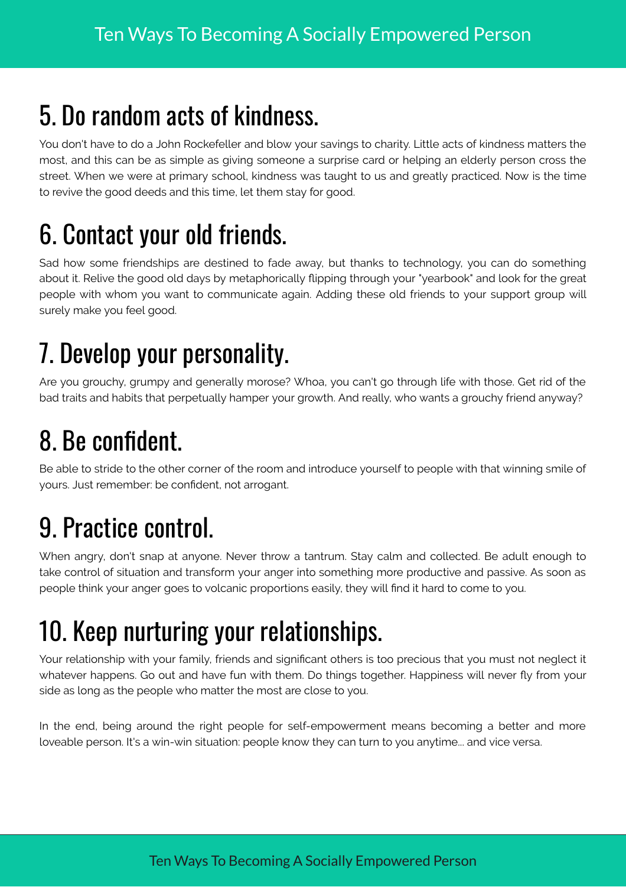## 5. Do random acts of kindness.

You don't have to do a John Rockefeller and blow your savings to charity. Little acts of kindness matters the most, and this can be as simple as giving someone a surprise card or helping an elderly person cross the street. When we were at primary school, kindness was taught to us and greatly practiced. Now is the time to revive the good deeds and this time, let them stay for good.

## 6. Contact your old friends.

Sad how some friendships are destined to fade away, but thanks to technology, you can do something about it. Relive the good old days by metaphorically flipping through your "yearbook" and look for the great people with whom you want to communicate again. Adding these old friends to your support group will surely make you feel good.

## 7. Develop your personality.

Are you grouchy, grumpy and generally morose? Whoa, you can't go through life with those. Get rid of the bad traits and habits that perpetually hamper your growth. And really, who wants a grouchy friend anyway?

## 8. Be confident.

Be able to stride to the other corner of the room and introduce yourself to people with that winning smile of yours. Just remember: be confident, not arrogant.

## 9. Practice control.

When angry, don't snap at anyone. Never throw a tantrum. Stay calm and collected. Be adult enough to take control of situation and transform your anger into something more productive and passive. As soon as people think your anger goes to volcanic proportions easily, they will find it hard to come to you.

## 10. Keep nurturing your relationships.

Your relationship with your family, friends and significant others is too precious that you must not neglect it whatever happens. Go out and have fun with them. Do things together. Happiness will never fly from your side as long as the people who matter the most are close to you.

In the end, being around the right people for self-empowerment means becoming a better and more loveable person. It's a win-win situation: people know they can turn to you anytime... and vice versa.